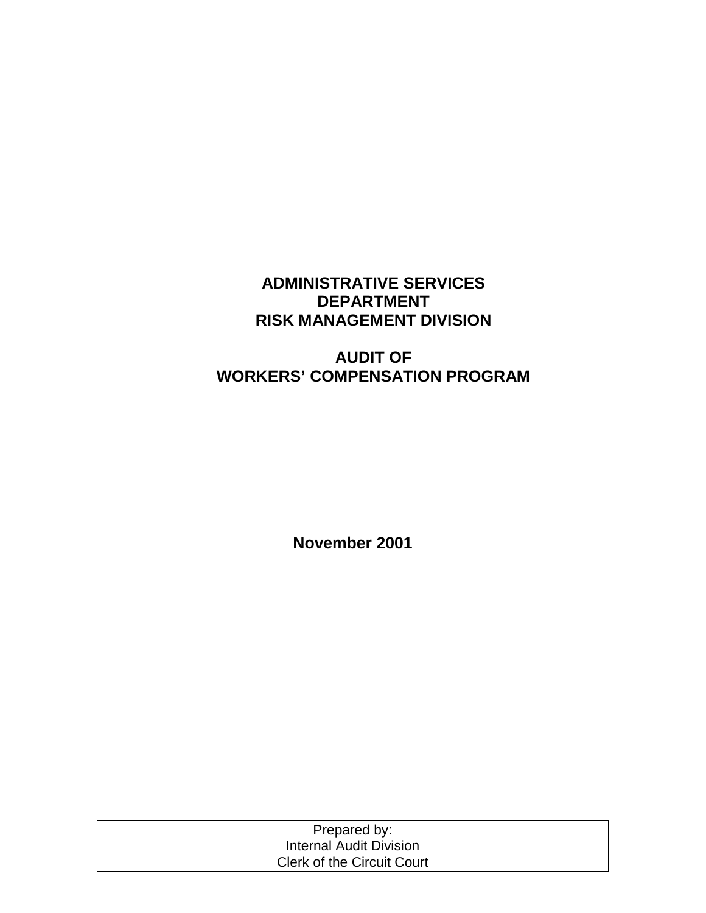# ADMINISTRATIVE SERVICES DEPARTMENT RISK MANAGEMENT DIVISION

# AUDIT OF WORKERS' COMPENSATION PROGRAM

**November 2001**

Prepared by:
Internal Audit Division
Clerk of the Circuit Court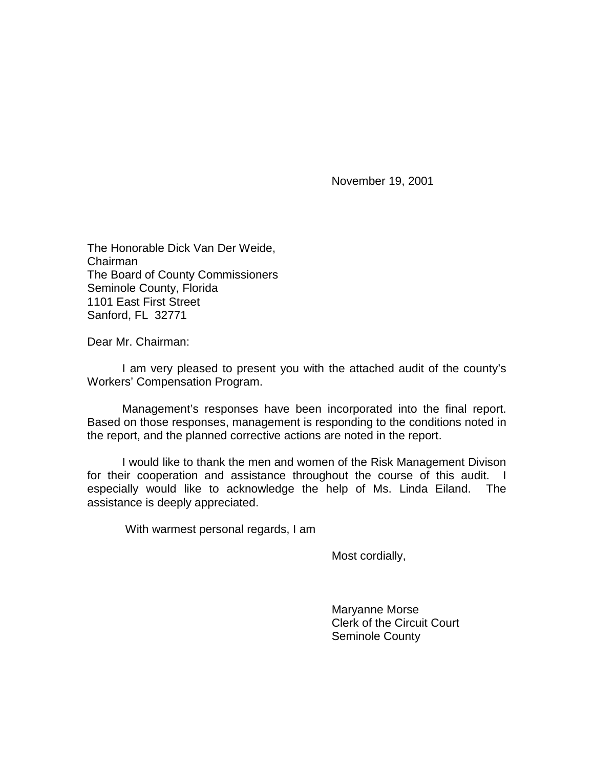November 19, 2001

The Honorable Dick Van Der Weide,  
Chairman  
The Board of County Commissioners  
Seminole County, Florida  
1101 East First Street  
Sanford, FL 32771

Dear Mr. Chairman:

I am very pleased to present you with the attached audit of the county's Workers' Compensation Program.

Management's responses have been incorporated into the final report. Based on those responses, management is responding to the conditions noted in the report, and the planned corrective actions are noted in the report.

I would like to thank the men and women of the Risk Management Divison for their cooperation and assistance throughout the course of this audit. I especially would like to acknowledge the help of Ms. Linda Eiland. The assistance is deeply appreciated.

With warmest personal regards, I am

Most cordially,

Maryanne Morse  
Clerk of the Circuit Court  
Seminole County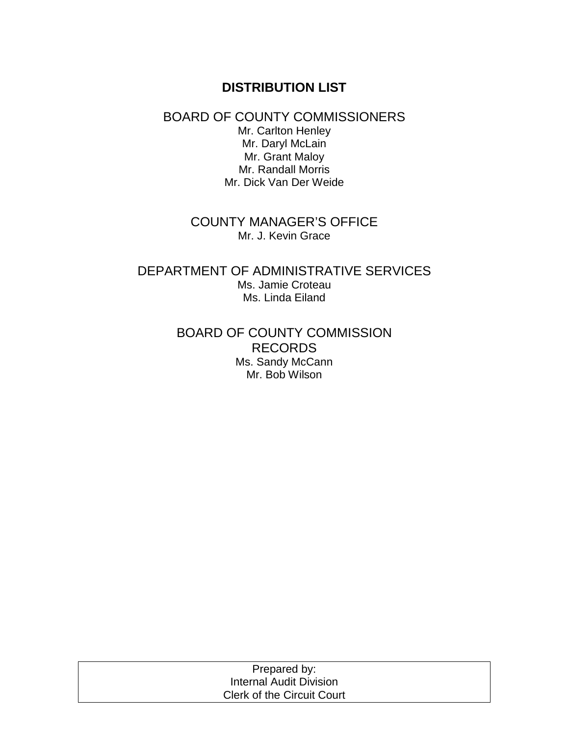# DISTRIBUTION LIST

## BOARD OF COUNTY COMMISSIONERS

Mr. Carlton Henley
Mr. Daryl McLain
Mr. Grant Maloy
Mr. Randall Morris
Mr. Dick Van Der Weide

## COUNTY MANAGER'S OFFICE

Mr. J. Kevin Grace

## DEPARTMENT OF ADMINISTRATIVE SERVICES

Ms. Jamie Croteau
Ms. Linda Eiland

## BOARD OF COUNTY COMMISSION RECORDS

Ms. Sandy McCann
Mr. Bob Wilson

| Prepared by: Internal Audit Division Clerk of the Circuit Court |
|---|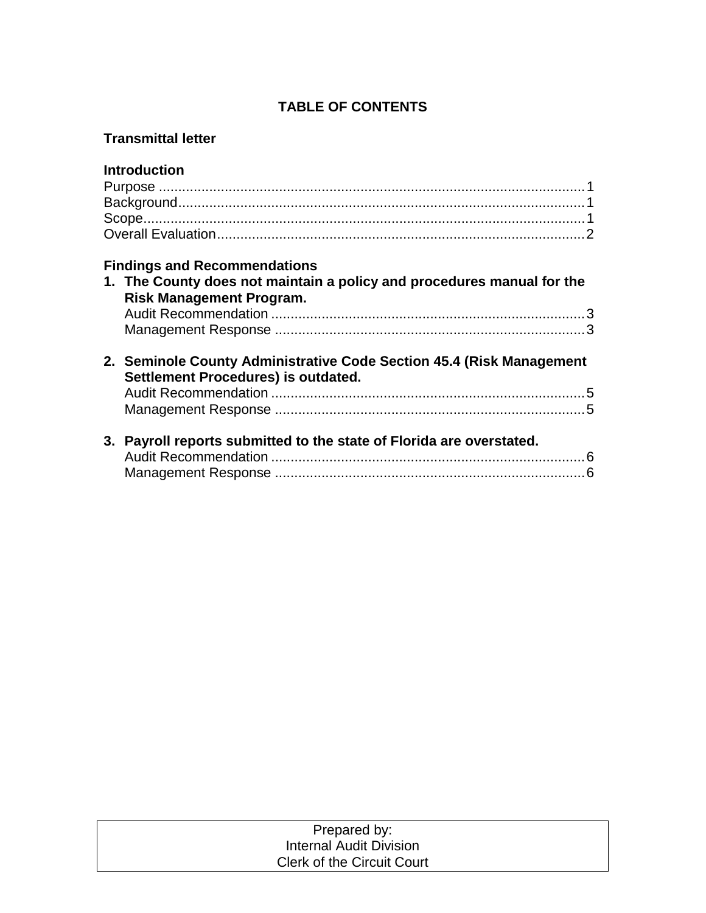# TABLE OF CONTENTS

**Transmittal letter**

**Introduction**

Purpose ........................................................................................................ 1
Background .................................................................................................. 1
Scope ........................................................................................................... 1
Overall Evaluation ........................................................................................ 2

**Findings and Recommendations**

1. **The County does not maintain a policy and procedures manual for the Risk Management Program.**
   Audit Recommendation ................................................................................ 3
   Management Response ............................................................................... 3

2. **Seminole County Administrative Code Section 45.4 (Risk Management Settlement Procedures) is outdated.**
   Audit Recommendation ................................................................................ 5
   Management Response ............................................................................... 5

3. **Payroll reports submitted to the state of Florida are overstated.**
   Audit Recommendation ................................................................................ 6
   Management Response ............................................................................... 6

Prepared by:
Internal Audit Division
Clerk of the Circuit Court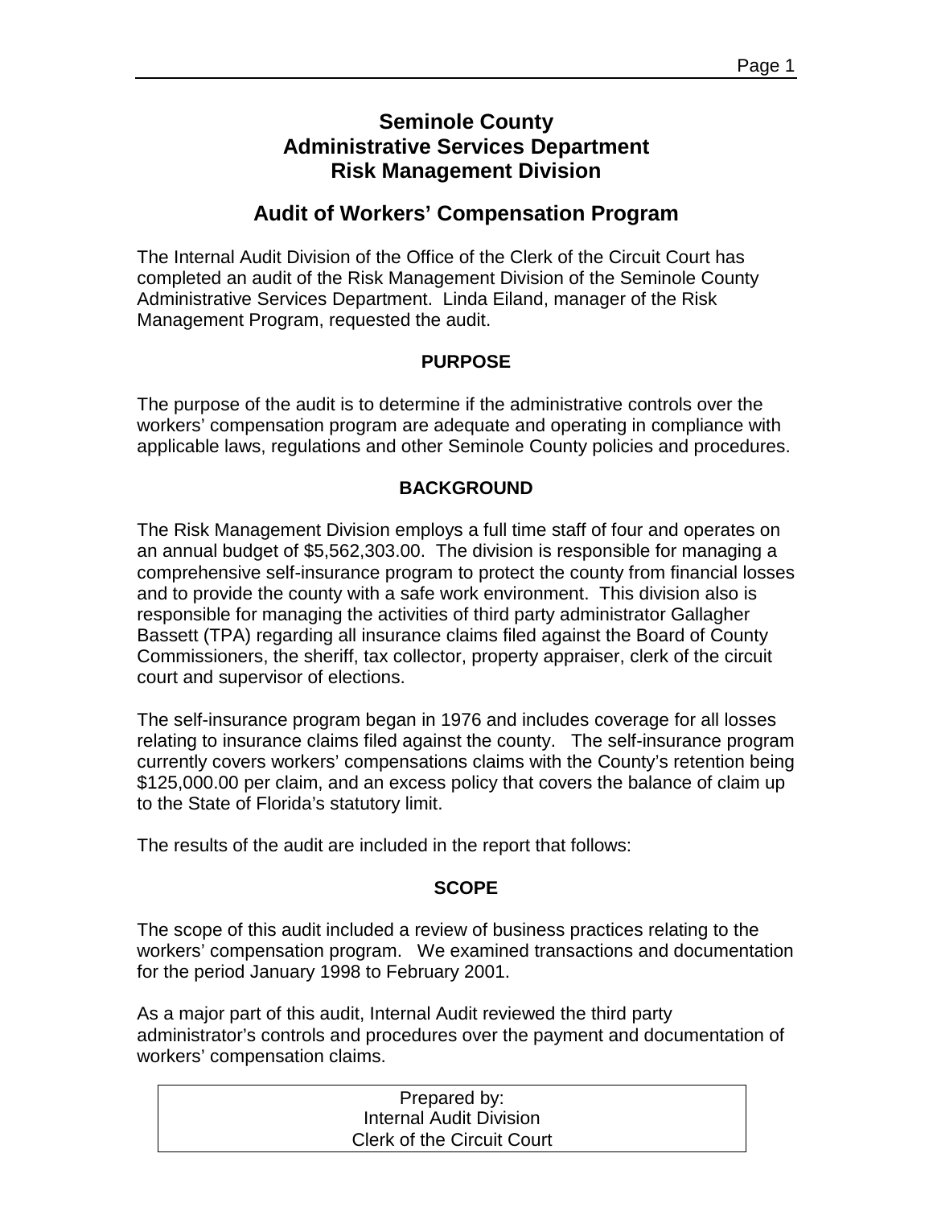# Seminole County
# Administrative Services Department
# Risk Management Division

## Audit of Workers' Compensation Program

The Internal Audit Division of the Office of the Clerk of the Circuit Court has completed an audit of the Risk Management Division of the Seminole County Administrative Services Department. Linda Eiland, manager of the Risk Management Program, requested the audit.

### PURPOSE

The purpose of the audit is to determine if the administrative controls over the workers' compensation program are adequate and operating in compliance with applicable laws, regulations and other Seminole County policies and procedures.

### BACKGROUND

The Risk Management Division employs a full time staff of four and operates on an annual budget of $5,562,303.00. The division is responsible for managing a comprehensive self-insurance program to protect the county from financial losses and to provide the county with a safe work environment. This division also is responsible for managing the activities of third party administrator Gallagher Bassett (TPA) regarding all insurance claims filed against the Board of County Commissioners, the sheriff, tax collector, property appraiser, clerk of the circuit court and supervisor of elections.

The self-insurance program began in 1976 and includes coverage for all losses relating to insurance claims filed against the county. The self-insurance program currently covers workers' compensations claims with the County's retention being $125,000.00 per claim, and an excess policy that covers the balance of claim up to the State of Florida's statutory limit.

The results of the audit are included in the report that follows:

### SCOPE

The scope of this audit included a review of business practices relating to the workers' compensation program. We examined transactions and documentation for the period January 1998 to February 2001.

As a major part of this audit, Internal Audit reviewed the third party administrator's controls and procedures over the payment and documentation of workers' compensation claims.

Prepared by:
Internal Audit Division
Clerk of the Circuit Court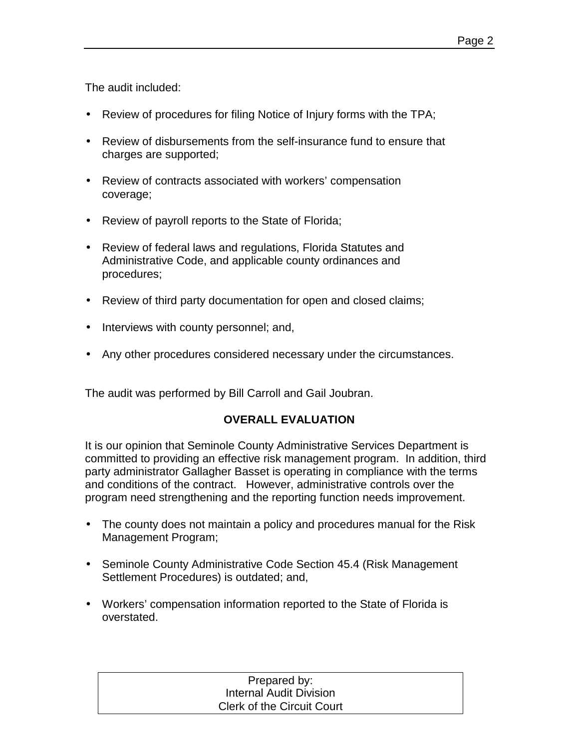The audit included:

- Review of procedures for filing Notice of Injury forms with the TPA;
- Review of disbursements from the self-insurance fund to ensure that charges are supported;
- Review of contracts associated with workers' compensation coverage;
- Review of payroll reports to the State of Florida;
- Review of federal laws and regulations, Florida Statutes and Administrative Code, and applicable county ordinances and procedures;
- Review of third party documentation for open and closed claims;
- Interviews with county personnel; and,
- Any other procedures considered necessary under the circumstances.

The audit was performed by Bill Carroll and Gail Joubran.

## OVERALL EVALUATION

It is our opinion that Seminole County Administrative Services Department is committed to providing an effective risk management program. In addition, third party administrator Gallagher Basset is operating in compliance with the terms and conditions of the contract. However, administrative controls over the program need strengthening and the reporting function needs improvement.

- The county does not maintain a policy and procedures manual for the Risk Management Program;
- Seminole County Administrative Code Section 45.4 (Risk Management Settlement Procedures) is outdated; and,
- Workers' compensation information reported to the State of Florida is overstated.

Prepared by:
Internal Audit Division
Clerk of the Circuit Court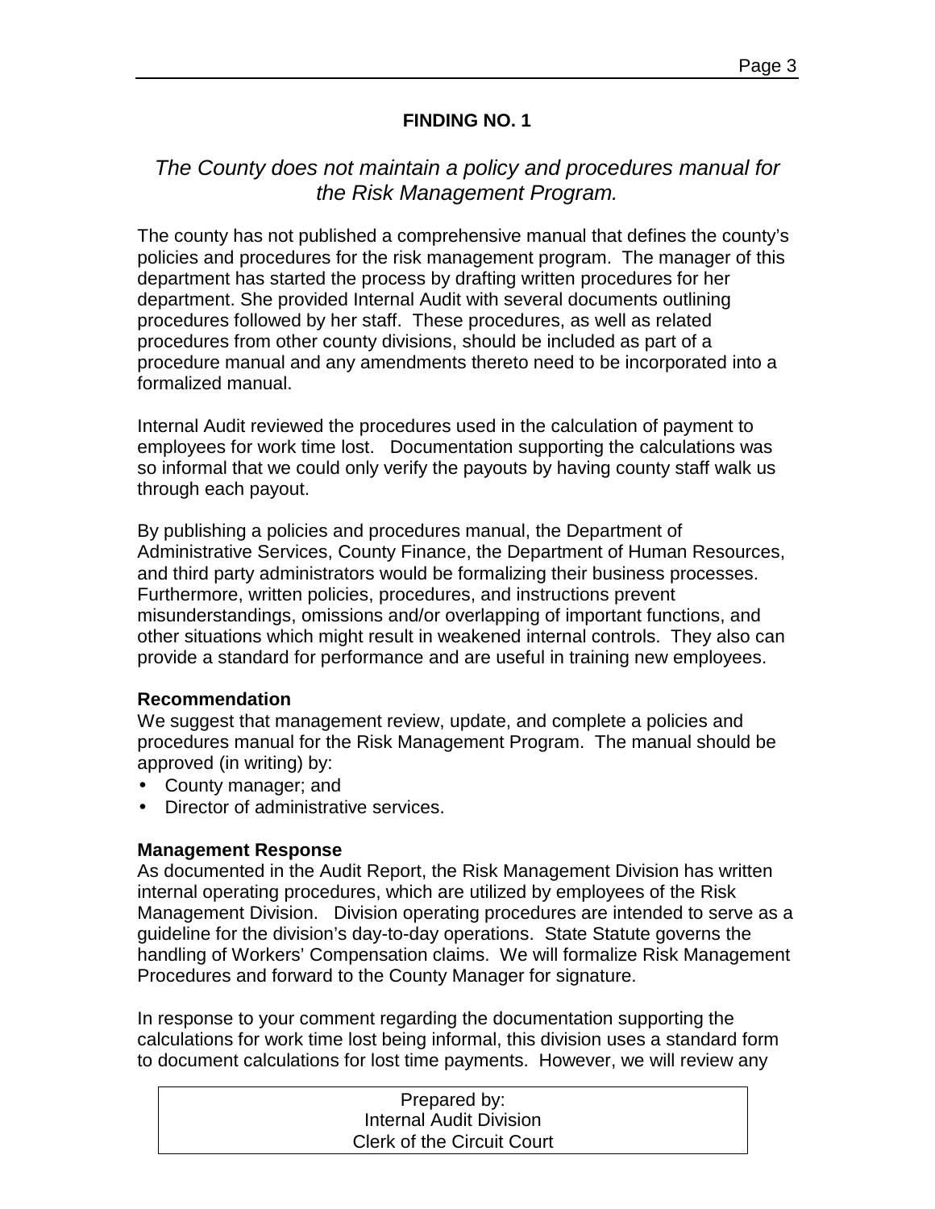## FINDING NO. 1

*The County does not maintain a policy and procedures manual for the Risk Management Program.*

The county has not published a comprehensive manual that defines the county's policies and procedures for the risk management program. The manager of this department has started the process by drafting written procedures for her department. She provided Internal Audit with several documents outlining procedures followed by her staff. These procedures, as well as related procedures from other county divisions, should be included as part of a procedure manual and any amendments thereto need to be incorporated into a formalized manual.

Internal Audit reviewed the procedures used in the calculation of payment to employees for work time lost. Documentation supporting the calculations was so informal that we could only verify the payouts by having county staff walk us through each payout.

By publishing a policies and procedures manual, the Department of Administrative Services, County Finance, the Department of Human Resources, and third party administrators would be formalizing their business processes. Furthermore, written policies, procedures, and instructions prevent misunderstandings, omissions and/or overlapping of important functions, and other situations which might result in weakened internal controls. They also can provide a standard for performance and are useful in training new employees.

**Recommendation**

We suggest that management review, update, and complete a policies and procedures manual for the Risk Management Program. The manual should be approved (in writing) by:

- County manager; and
- Director of administrative services.

**Management Response**

As documented in the Audit Report, the Risk Management Division has written internal operating procedures, which are utilized by employees of the Risk Management Division. Division operating procedures are intended to serve as a guideline for the division's day-to-day operations. State Statute governs the handling of Workers' Compensation claims. We will formalize Risk Management Procedures and forward to the County Manager for signature.

In response to your comment regarding the documentation supporting the calculations for work time lost being informal, this division uses a standard form to document calculations for lost time payments. However, we will review any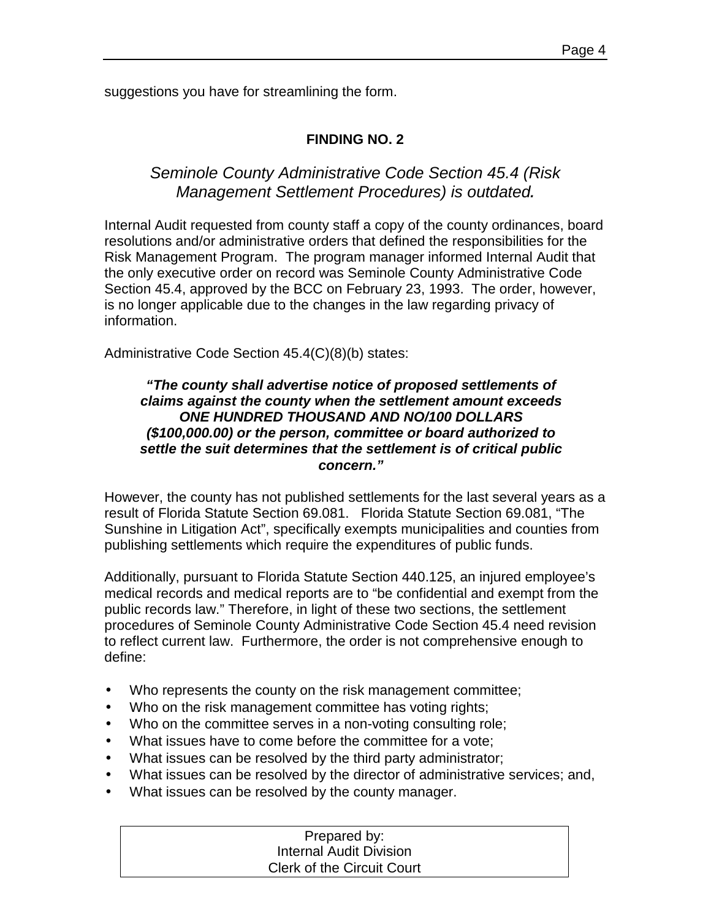suggestions you have for streamlining the form.

**FINDING NO. 2**

*Seminole County Administrative Code Section 45.4 (Risk Management Settlement Procedures) is outdated.*

Internal Audit requested from county staff a copy of the county ordinances, board resolutions and/or administrative orders that defined the responsibilities for the Risk Management Program. The program manager informed Internal Audit that the only executive order on record was Seminole County Administrative Code Section 45.4, approved by the BCC on February 23, 1993. The order, however, is no longer applicable due to the changes in the law regarding privacy of information.

Administrative Code Section 45.4(C)(8)(b) states:

> ***"The county shall advertise notice of proposed settlements of claims against the county when the settlement amount exceeds ONE HUNDRED THOUSAND AND NO/100 DOLLARS ($100,000.00) or the person, committee or board authorized to settle the suit determines that the settlement is of critical public concern."***

However, the county has not published settlements for the last several years as a result of Florida Statute Section 69.081. Florida Statute Section 69.081, "The Sunshine in Litigation Act", specifically exempts municipalities and counties from publishing settlements which require the expenditures of public funds.

Additionally, pursuant to Florida Statute Section 440.125, an injured employee's medical records and medical reports are to "be confidential and exempt from the public records law." Therefore, in light of these two sections, the settlement procedures of Seminole County Administrative Code Section 45.4 need revision to reflect current law. Furthermore, the order is not comprehensive enough to define:

- Who represents the county on the risk management committee;
- Who on the risk management committee has voting rights;
- Who on the committee serves in a non-voting consulting role;
- What issues have to come before the committee for a vote;
- What issues can be resolved by the third party administrator;
- What issues can be resolved by the director of administrative services; and,
- What issues can be resolved by the county manager.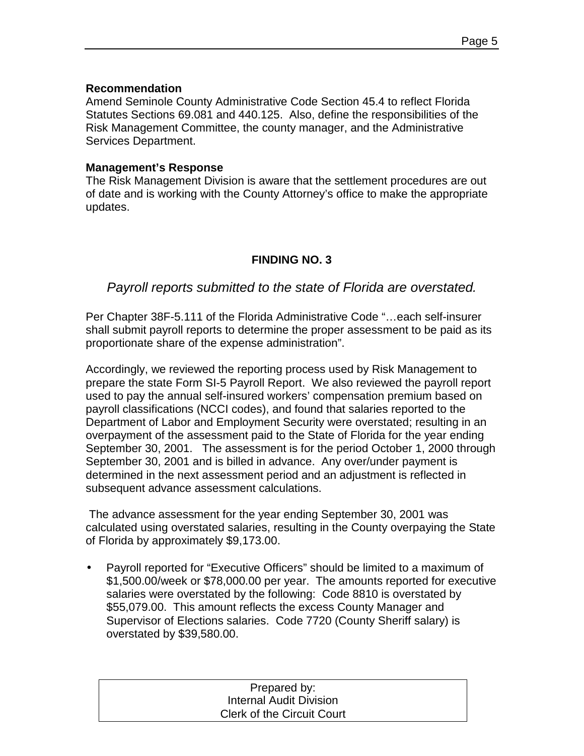**Recommendation**
Amend Seminole County Administrative Code Section 45.4 to reflect Florida Statutes Sections 69.081 and 440.125. Also, define the responsibilities of the Risk Management Committee, the county manager, and the Administrative Services Department.

**Management's Response**
The Risk Management Division is aware that the settlement procedures are out of date and is working with the County Attorney's office to make the appropriate updates.

## FINDING NO. 3

*Payroll reports submitted to the state of Florida are overstated.*

Per Chapter 38F-5.111 of the Florida Administrative Code "…each self-insurer shall submit payroll reports to determine the proper assessment to be paid as its proportionate share of the expense administration".

Accordingly, we reviewed the reporting process used by Risk Management to prepare the state Form SI-5 Payroll Report. We also reviewed the payroll report used to pay the annual self-insured workers' compensation premium based on payroll classifications (NCCI codes), and found that salaries reported to the Department of Labor and Employment Security were overstated; resulting in an overpayment of the assessment paid to the State of Florida for the year ending September 30, 2001. The assessment is for the period October 1, 2000 through September 30, 2001 and is billed in advance. Any over/under payment is determined in the next assessment period and an adjustment is reflected in subsequent advance assessment calculations.

The advance assessment for the year ending September 30, 2001 was calculated using overstated salaries, resulting in the County overpaying the State of Florida by approximately $9,173.00.

- Payroll reported for "Executive Officers" should be limited to a maximum of $1,500.00/week or $78,000.00 per year. The amounts reported for executive salaries were overstated by the following: Code 8810 is overstated by $55,079.00. This amount reflects the excess County Manager and Supervisor of Elections salaries. Code 7720 (County Sheriff salary) is overstated by $39,580.00.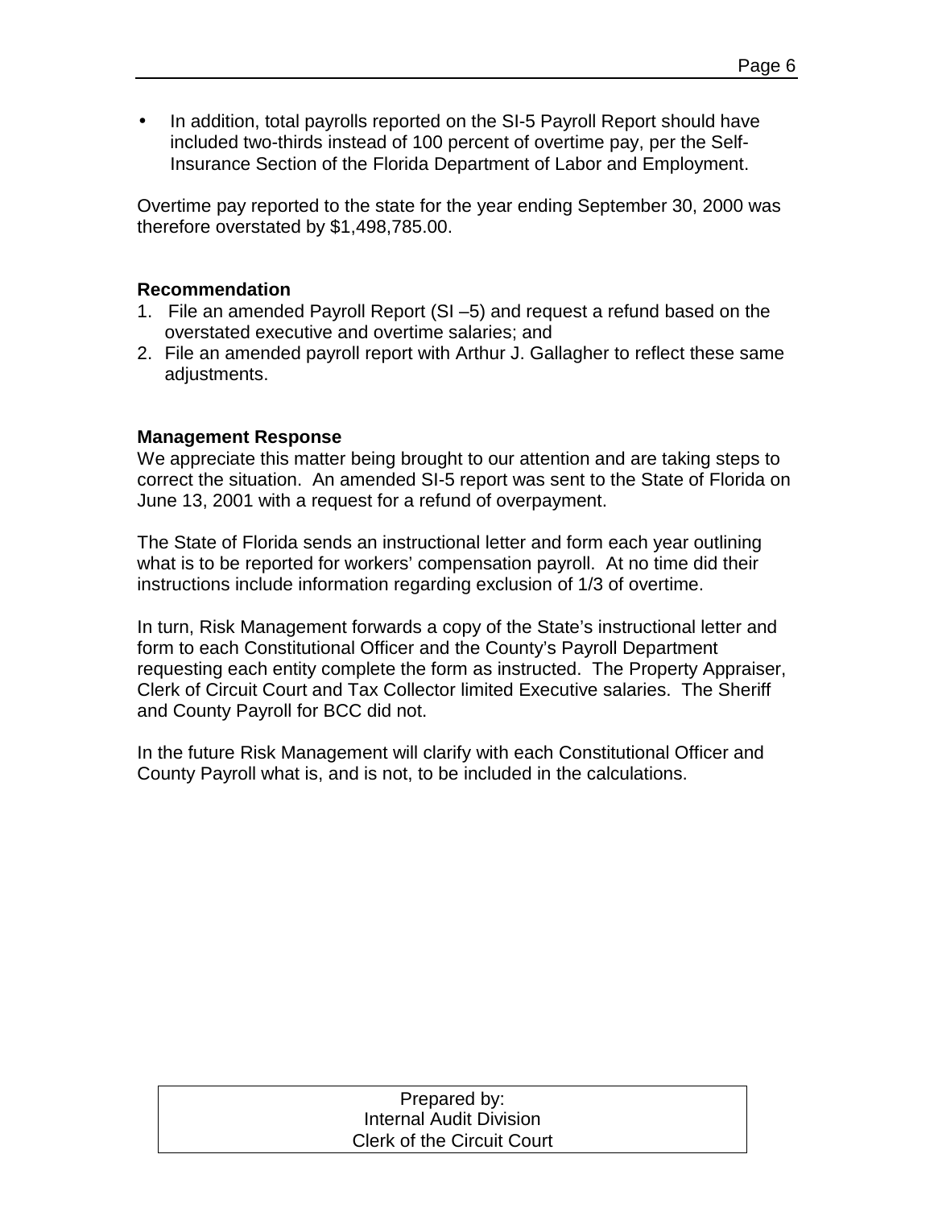- In addition, total payrolls reported on the SI-5 Payroll Report should have included two-thirds instead of 100 percent of overtime pay, per the Self-Insurance Section of the Florida Department of Labor and Employment.

Overtime pay reported to the state for the year ending September 30, 2000 was therefore overstated by $1,498,785.00.

**Recommendation**

1. File an amended Payroll Report (SI –5) and request a refund based on the overstated executive and overtime salaries; and
2. File an amended payroll report with Arthur J. Gallagher to reflect these same adjustments.

**Management Response**

We appreciate this matter being brought to our attention and are taking steps to correct the situation. An amended SI-5 report was sent to the State of Florida on June 13, 2001 with a request for a refund of overpayment.

The State of Florida sends an instructional letter and form each year outlining what is to be reported for workers' compensation payroll. At no time did their instructions include information regarding exclusion of 1/3 of overtime.

In turn, Risk Management forwards a copy of the State's instructional letter and form to each Constitutional Officer and the County's Payroll Department requesting each entity complete the form as instructed. The Property Appraiser, Clerk of Circuit Court and Tax Collector limited Executive salaries. The Sheriff and County Payroll for BCC did not.

In the future Risk Management will clarify with each Constitutional Officer and County Payroll what is, and is not, to be included in the calculations.

Prepared by:
Internal Audit Division
Clerk of the Circuit Court